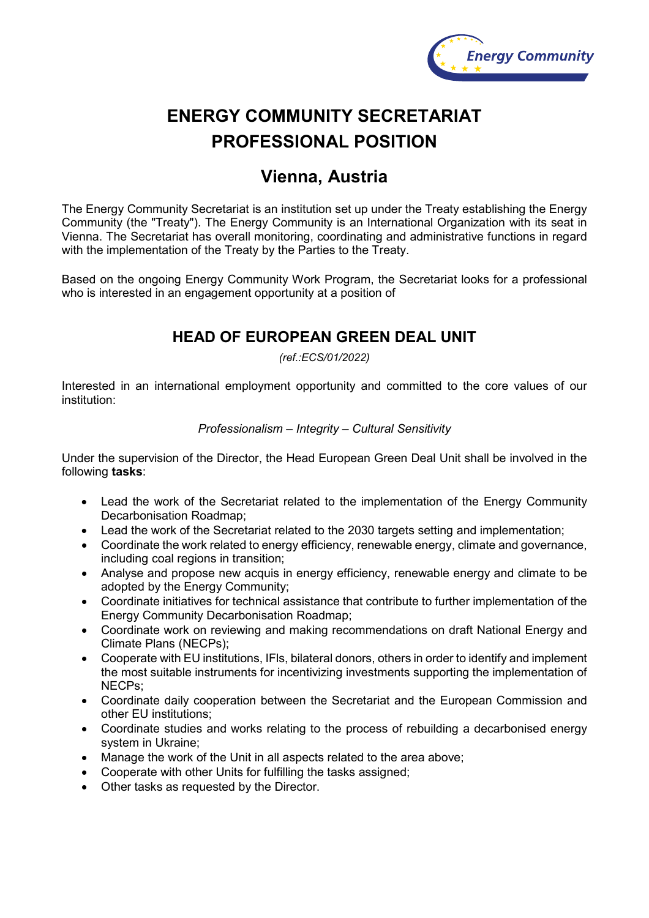# ENERGY COMMUNITY SECRETARIAT PROFESSIONAL POSITION

## Vienna, Austria

The Energy Community Secretariat is an institution set up under the Treaty establishing the Energy Community (the "Treaty"). The Energy Community is an International Organization with its seat in Vienna. The Secretariat has overall monitoring, coordinating and administrative functions in regard with the implementation of the Treaty by the Parties to the Treaty.

Based on the ongoing Energy Community Work Program, the Secretariat looks for a professional who is interested in an engagement opportunity at a position of

## HEAD OF EUROPEAN GREEN DEAL UNIT

*(ref.:ECS/01/2022)*

Interested in an international employment opportunity and committed to the core values of our institution:

*Professionalism – Integrity – Cultural Sensitivity*

Under the supervision of the Director, the Head European Green Deal Unit shall be involved in the following **tasks**:

- Lead the work of the Secretariat related to the implementation of the Energy Community Decarbonisation Roadmap;
- Lead the work of the Secretariat related to the 2030 targets setting and implementation;
- Coordinate the work related to energy efficiency, renewable energy, climate and governance, including coal regions in transition;
- Analyse and propose new acquis in energy efficiency, renewable energy and climate to be adopted by the Energy Community;
- Coordinate initiatives for technical assistance that contribute to further implementation of the Energy Community Decarbonisation Roadmap;
- Coordinate work on reviewing and making recommendations on draft National Energy and Climate Plans (NECPs);
- Cooperate with EU institutions, IFIs, bilateral donors, others in order to identify and implement the most suitable instruments for incentivizing investments supporting the implementation of NECPs;
- Coordinate daily cooperation between the Secretariat and the European Commission and other EU institutions;
- Coordinate studies and works relating to the process of rebuilding a decarbonised energy system in Ukraine;
- Manage the work of the Unit in all aspects related to the area above;
- Cooperate with other Units for fulfilling the tasks assigned;
- Other tasks as requested by the Director.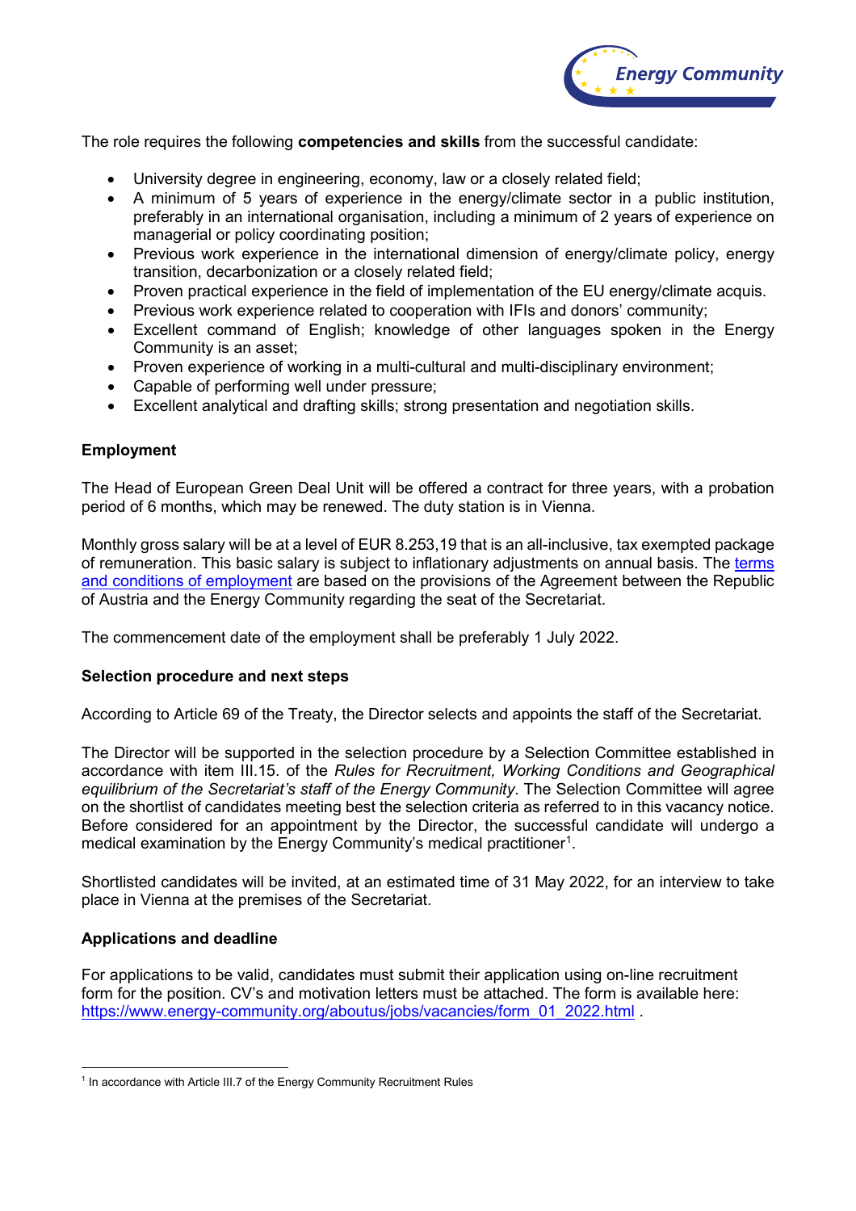The role requires the following **competencies and skills** from the successful candidate:

- University degree in engineering, economy, law or a closely related field;
- A minimum of 5 years of experience in the energy/climate sector in a public institution, preferably in an international organisation, including a minimum of 2 years of experience on managerial or policy coordinating position;
- Previous work experience in the international dimension of energy/climate policy, energy transition, decarbonization or a closely related field;
- Proven practical experience in the field of implementation of the EU energy/climate acquis.
- Previous work experience related to cooperation with IFIs and donors' community;
- Excellent command of English; knowledge of other languages spoken in the Energy Community is an asset;
- Proven experience of working in a multi-cultural and multi-disciplinary environment;
- Capable of performing well under pressure;
- Excellent analytical and drafting skills; strong presentation and negotiation skills.

**Employment**

The Head of European Green Deal Unit will be offered a contract for three years, with a probation period of 6 months, which may be renewed. The duty station is in Vienna.

Monthly gross salary will be at a level of EUR 8.253,19 that is an all-inclusive, tax exempted package of remuneration. This basic salary is subject to inflationary adjustments on annual basis. The terms and conditions of employment are based on the provisions of the Agreement between the Republic of Austria and the Energy Community regarding the seat of the Secretariat.

The commencement date of the employment shall be preferably 1 July 2022.

**Selection procedure and next steps**

According to Article 69 of the Treaty, the Director selects and appoints the staff of the Secretariat.

The Director will be supported in the selection procedure by a Selection Committee established in accordance with item III.15. of the *Rules for Recruitment, Working Conditions and Geographical equilibrium of the Secretariat's staff of the Energy Community*. The Selection Committee will agree on the shortlist of candidates meeting best the selection criteria as referred to in this vacancy notice. Before considered for an appointment by the Director, the successful candidate will undergo a medical examination by the Energy Community's medical practitioner[1].

Shortlisted candidates will be invited, at an estimated time of 31 May 2022, for an interview to take place in Vienna at the premises of the Secretariat.

**Applications and deadline**

For applications to be valid, candidates must submit their application using on-line recruitment form for the position. CV's and motivation letters must be attached. The form is available here: https://www.energy-community.org/aboutus/jobs/vacancies/form_01_2022.html .

[1] In accordance with Article III.7 of the Energy Community Recruitment Rules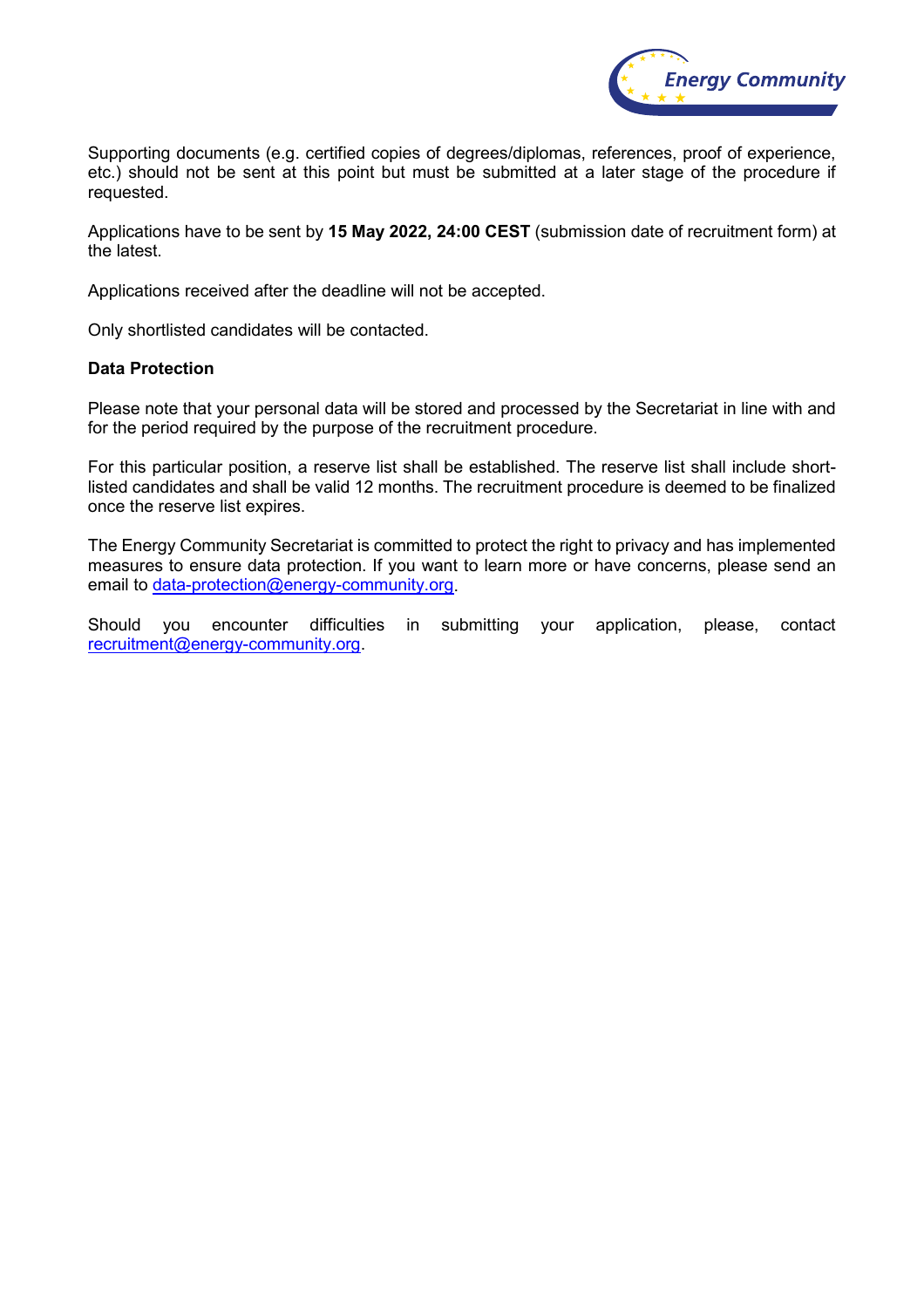Supporting documents (e.g. certified copies of degrees/diplomas, references, proof of experience, etc.) should not be sent at this point but must be submitted at a later stage of the procedure if requested.

Applications have to be sent by **15 May 2022, 24:00 CEST** (submission date of recruitment form) at the latest.

Applications received after the deadline will not be accepted.

Only shortlisted candidates will be contacted.

**Data Protection**

Please note that your personal data will be stored and processed by the Secretariat in line with and for the period required by the purpose of the recruitment procedure.

For this particular position, a reserve list shall be established. The reserve list shall include short-listed candidates and shall be valid 12 months. The recruitment procedure is deemed to be finalized once the reserve list expires.

The Energy Community Secretariat is committed to protect the right to privacy and has implemented measures to ensure data protection. If you want to learn more or have concerns, please send an email to data-protection@energy-community.org.

Should you encounter difficulties in submitting your application, please, contact recruitment@energy-community.org.